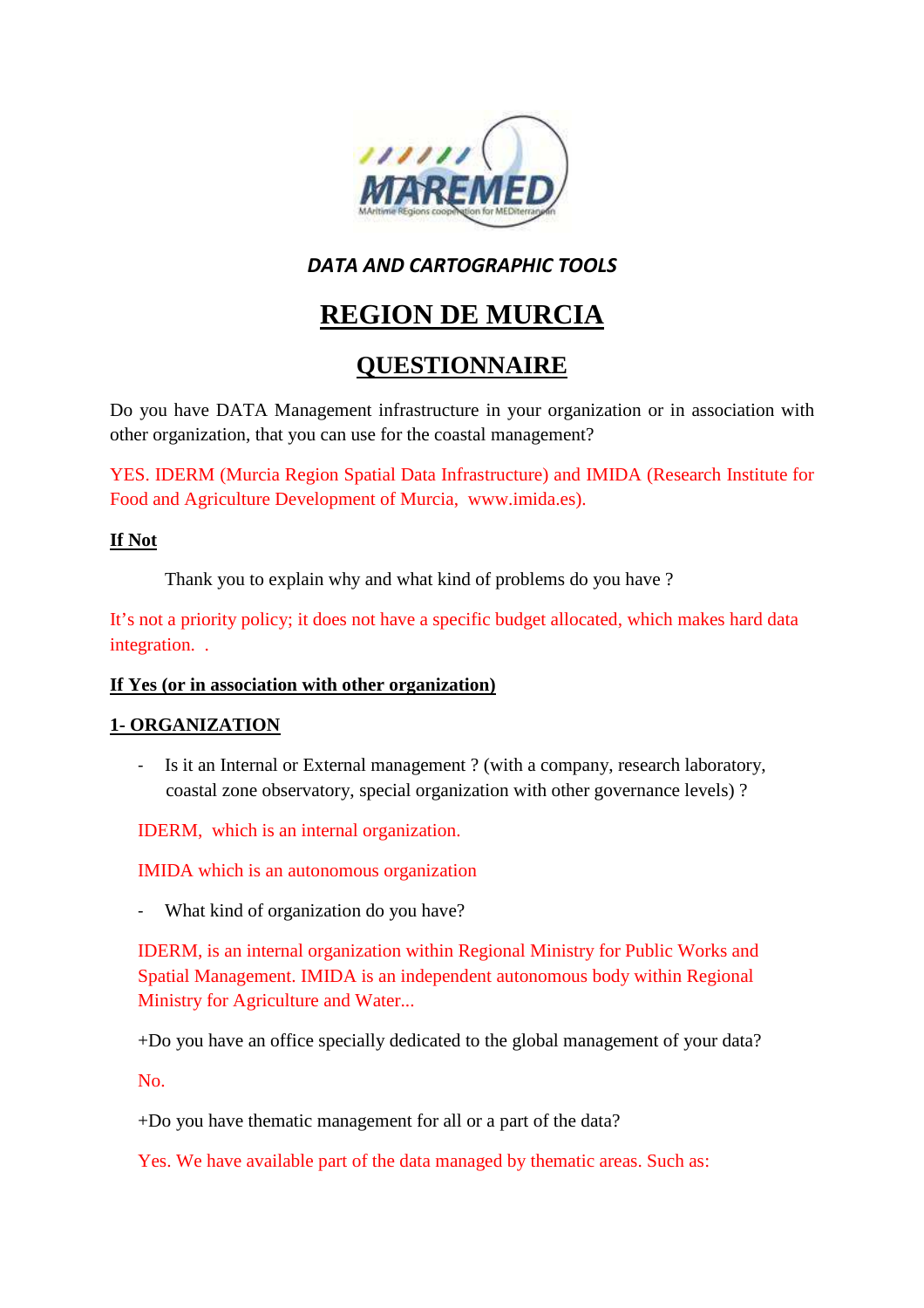*DATA AND CARTOGRAPHIC TOOLS*

# REGION DE MURCIA

## QUESTIONNAIRE

Do you have DATA Management infrastructure in your organization or in association with other organization, that you can use for the coastal management?

YES. IDERM (Murcia Region Spatial Data Infrastructure) and IMIDA (Research Institute for Food and Agriculture Development of Murcia, www.imida.es).

**If Not**

Thank you to explain why and what kind of problems do you have ?

It's not a priority policy; it does not have a specific budget allocated, which makes hard data integration. .

**If Yes (or in association with other organization)**

**1- ORGANIZATION**

- Is it an Internal or External management ? (with a company, research laboratory, coastal zone observatory, special organization with other governance levels) ?

IDERM, which is an internal organization.

IMIDA which is an autonomous organization

- What kind of organization do you have?

IDERM, is an internal organization within Regional Ministry for Public Works and Spatial Management. IMIDA is an independent autonomous body within Regional Ministry for Agriculture and Water...

+Do you have an office specially dedicated to the global management of your data?

No.

+Do you have thematic management for all or a part of the data?

Yes. We have available part of the data managed by thematic areas. Such as: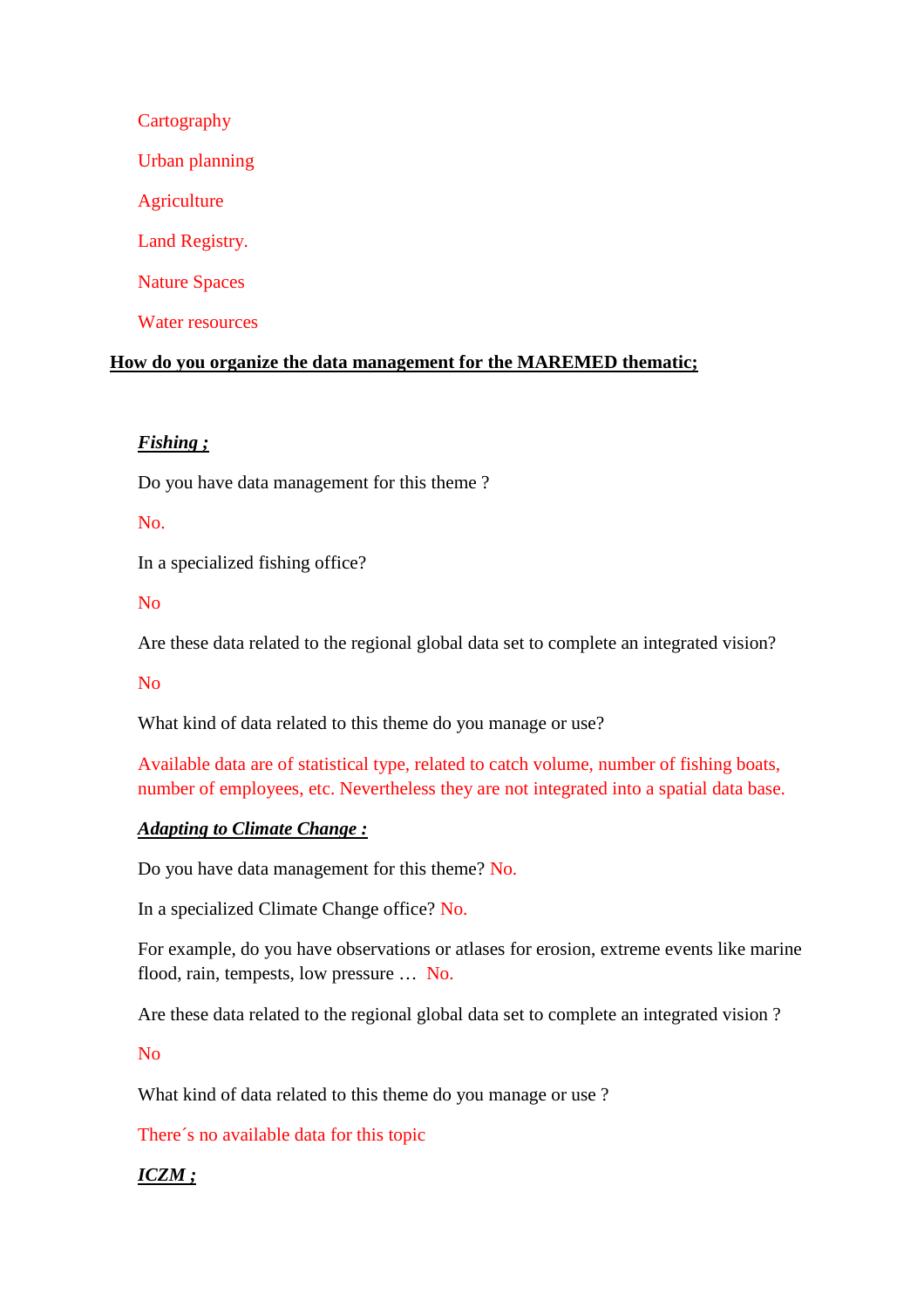Cartography

Urban planning

Agriculture

Land Registry.

Nature Spaces

Water resources

**How do you organize the data management for the MAREMED thematic;**

***Fishing ;***

Do you have data management for this theme ?

No.

In a specialized fishing office?

No

Are these data related to the regional global data set to complete an integrated vision?

No

What kind of data related to this theme do you manage or use?

Available data are of statistical type, related to catch volume, number of fishing boats, number of employees, etc. Nevertheless they are not integrated into a spatial data base.

***Adapting to Climate Change :***

Do you have data management for this theme? No.

In a specialized Climate Change office? No.

For example, do you have observations or atlases for erosion, extreme events like marine flood, rain, tempests, low pressure … No.

Are these data related to the regional global data set to complete an integrated vision ?

No

What kind of data related to this theme do you manage or use ?

There´s no available data for this topic

***ICZM ;***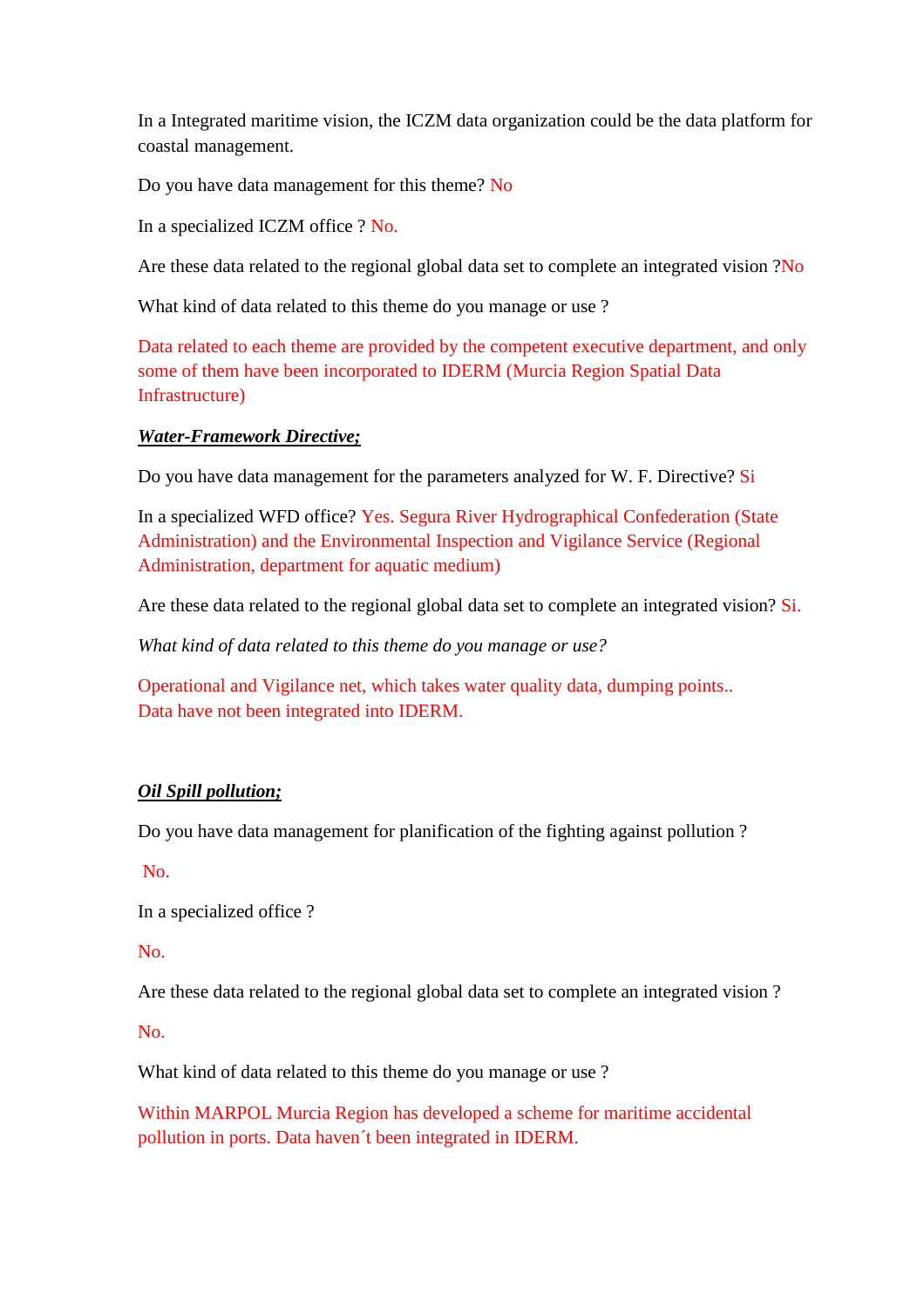In a Integrated maritime vision, the ICZM data organization could be the data platform for coastal management.

Do you have data management for this theme? No

In a specialized ICZM office ? No.

Are these data related to the regional global data set to complete an integrated vision ?No

What kind of data related to this theme do you manage or use ?

Data related to each theme are provided by the competent executive department, and only some of them have been incorporated to IDERM (Murcia Region Spatial Data Infrastructure)

***Water-Framework Directive;***

Do you have data management for the parameters analyzed for W. F. Directive? Si

In a specialized WFD office? Yes. Segura River Hydrographical Confederation (State Administration) and the Environmental Inspection and Vigilance Service (Regional Administration, department for aquatic medium)

Are these data related to the regional global data set to complete an integrated vision? Si.

*What kind of data related to this theme do you manage or use?*

Operational and Vigilance net, which takes water quality data, dumping points..
Data have not been integrated into IDERM.

***Oil Spill pollution;***

Do you have data management for planification of the fighting against pollution ?

No.

In a specialized office ?

No.

Are these data related to the regional global data set to complete an integrated vision ?

No.

What kind of data related to this theme do you manage or use ?

Within MARPOL Murcia Region has developed a scheme for maritime accidental pollution in ports. Data haven´t been integrated in IDERM.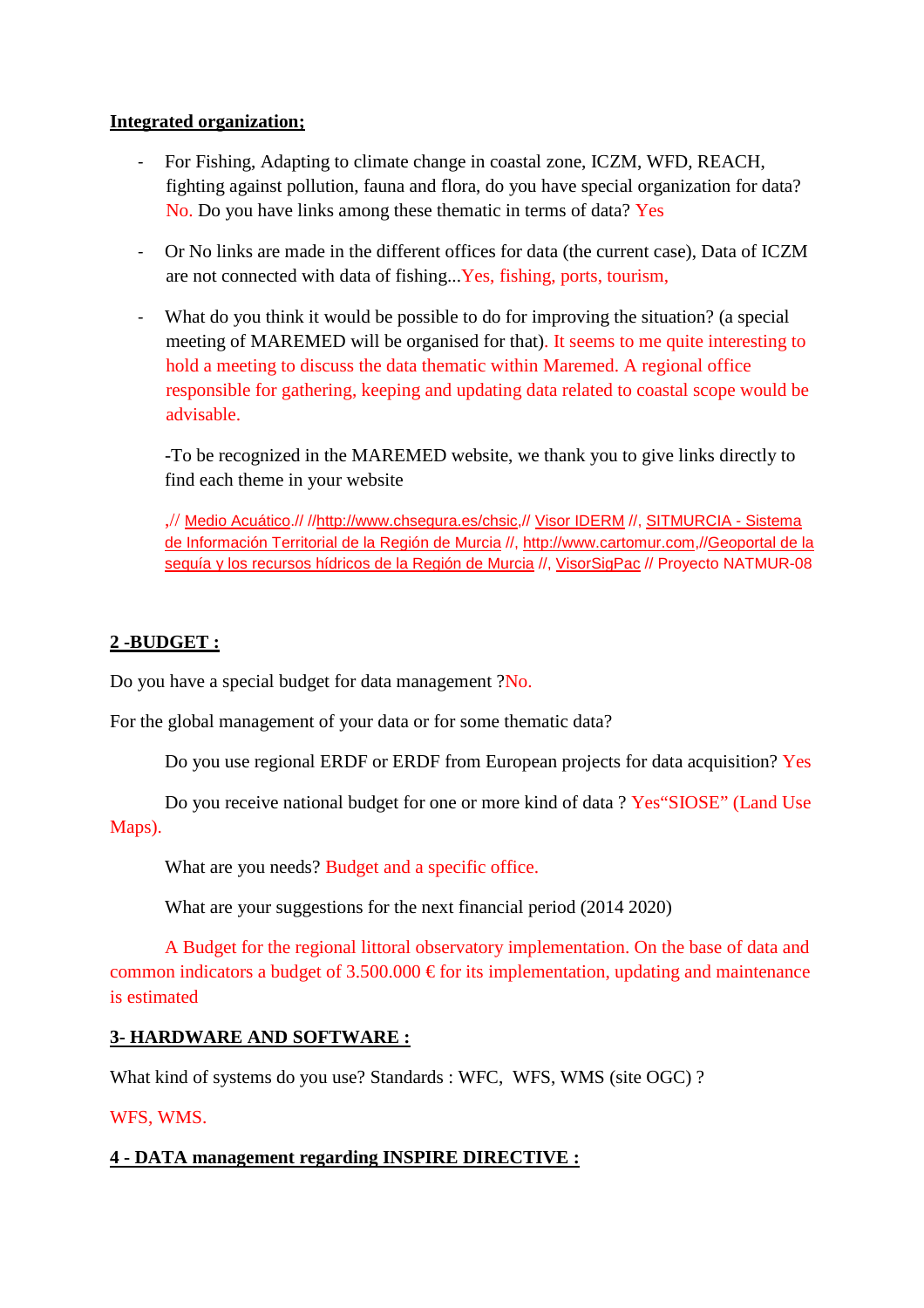**Integrated organization;**

- For Fishing, Adapting to climate change in coastal zone, ICZM, WFD, REACH, fighting against pollution, fauna and flora, do you have special organization for data? No. Do you have links among these thematic in terms of data? Yes
- Or No links are made in the different offices for data (the current case), Data of ICZM are not connected with data of fishing...Yes, fishing, ports, tourism,
- What do you think it would be possible to do for improving the situation? (a special meeting of MAREMED will be organised for that). It seems to me quite interesting to hold a meeting to discuss the data thematic within Maremed. A regional office responsible for gathering, keeping and updating data related to coastal scope would be advisable.

  -To be recognized in the MAREMED website, we thank you to give links directly to find each theme in your website

  ,// Medio Acuático.// //http://www.chsegura.es/chsic,// Visor IDERM //, SITMURCIA - Sistema de Información Territorial de la Región de Murcia //, http://www.cartomur.com,//Geoportal de la sequía y los recursos hídricos de la Región de Murcia //, VisorSigPac // Proyecto NATMUR-08

**2 -BUDGET :**

Do you have a special budget for data management ?No.

For the global management of your data or for some thematic data?

Do you use regional ERDF or ERDF from European projects for data acquisition? Yes

Do you receive national budget for one or more kind of data ? Yes"SIOSE" (Land Use Maps).

What are you needs? Budget and a specific office.

What are your suggestions for the next financial period (2014 2020)

A Budget for the regional littoral observatory implementation. On the base of data and common indicators a budget of 3.500.000 € for its implementation, updating and maintenance is estimated

**3- HARDWARE AND SOFTWARE :**

What kind of systems do you use? Standards : WFC, WFS, WMS (site OGC) ?

WFS, WMS.

**4 - DATA management regarding INSPIRE DIRECTIVE :**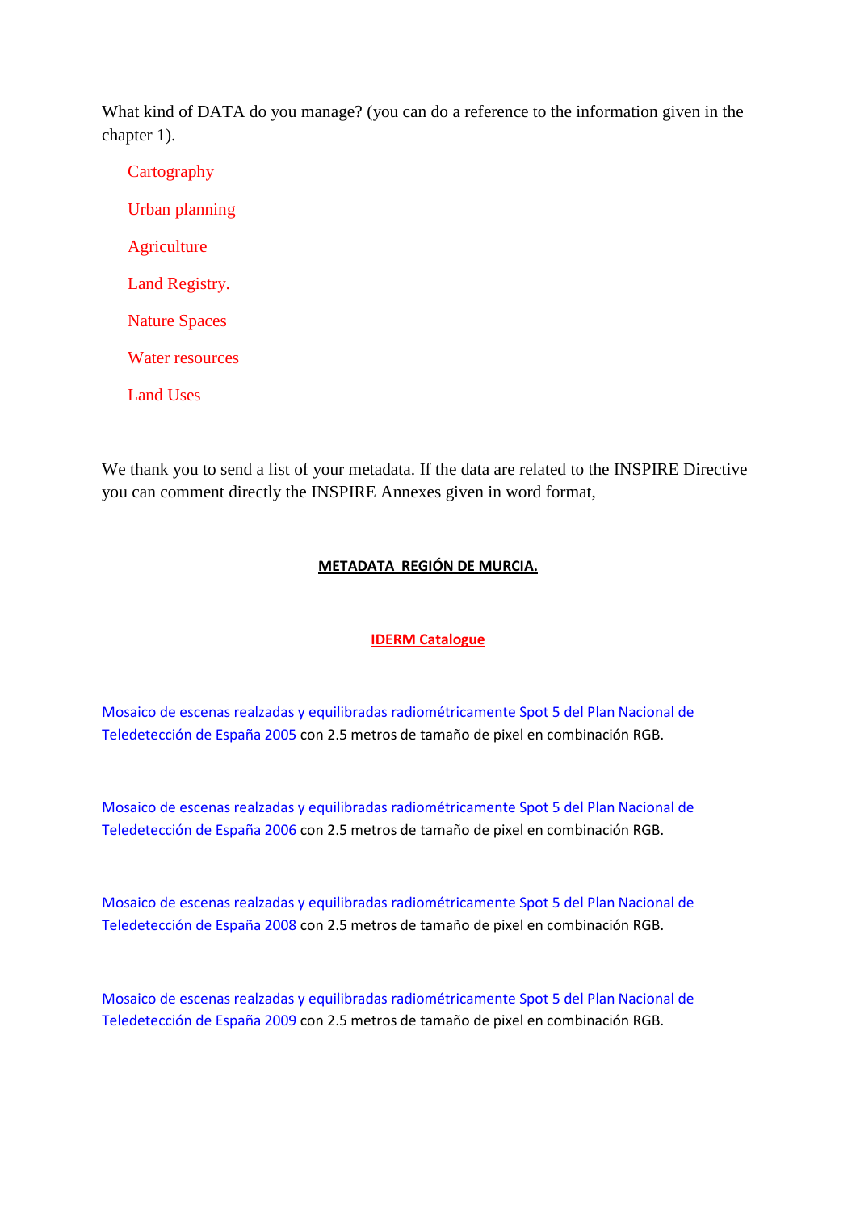What kind of DATA do you manage? (you can do a reference to the information given in the chapter 1).

- Cartography
- Urban planning
- Agriculture
- Land Registry.
- Nature Spaces
- Water resources
- Land Uses

We thank you to send a list of your metadata. If the data are related to the INSPIRE Directive you can comment directly the INSPIRE Annexes given in word format,

**METADATA REGIÓN DE MURCIA.**

**IDERM Catalogue**

Mosaico de escenas realzadas y equilibradas radiométricamente Spot 5 del Plan Nacional de Teledetección de España 2005 con 2.5 metros de tamaño de pixel en combinación RGB.

Mosaico de escenas realzadas y equilibradas radiométricamente Spot 5 del Plan Nacional de Teledetección de España 2006 con 2.5 metros de tamaño de pixel en combinación RGB.

Mosaico de escenas realzadas y equilibradas radiométricamente Spot 5 del Plan Nacional de Teledetección de España 2008 con 2.5 metros de tamaño de pixel en combinación RGB.

Mosaico de escenas realzadas y equilibradas radiométricamente Spot 5 del Plan Nacional de Teledetección de España 2009 con 2.5 metros de tamaño de pixel en combinación RGB.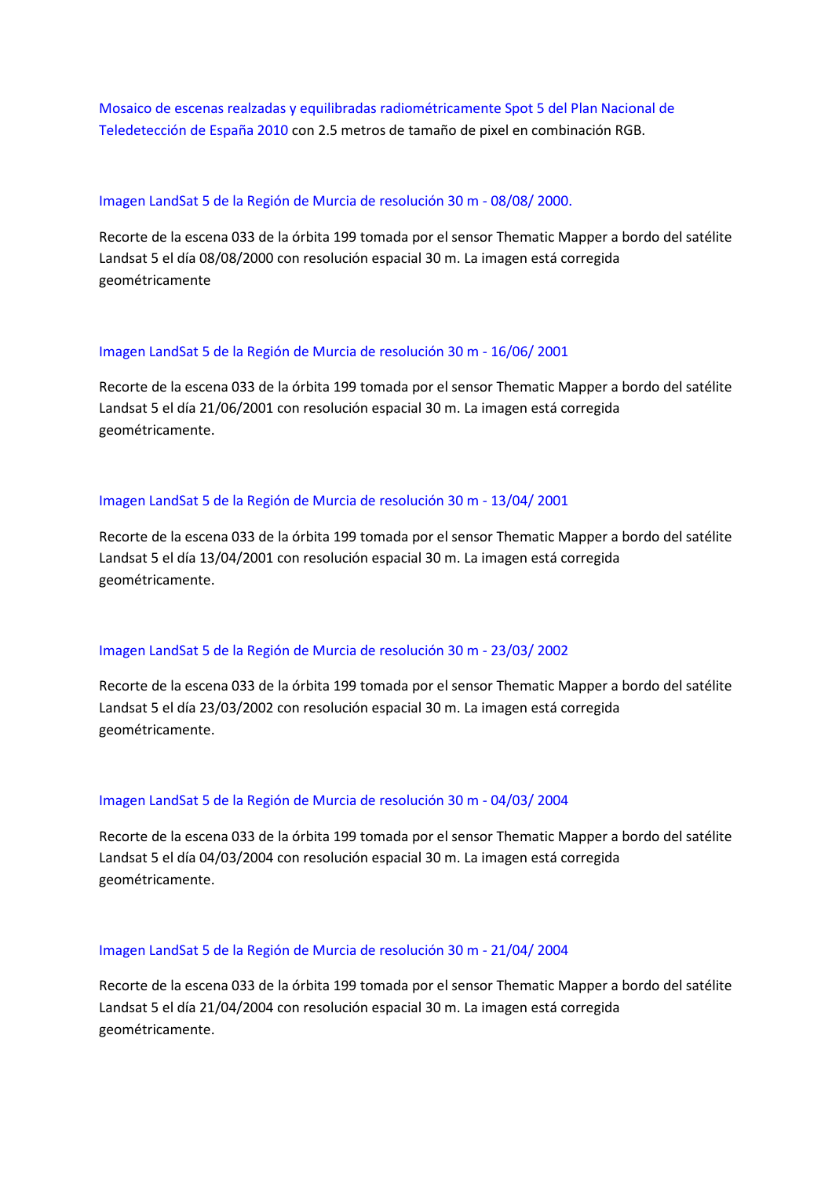Mosaico de escenas realzadas y equilibradas radiométricamente Spot 5 del Plan Nacional de Teledetección de España 2010 con 2.5 metros de tamaño de pixel en combinación RGB.

Imagen LandSat 5 de la Región de Murcia de resolución 30 m - 08/08/ 2000.

Recorte de la escena 033 de la órbita 199 tomada por el sensor Thematic Mapper a bordo del satélite Landsat 5 el día 08/08/2000 con resolución espacial 30 m. La imagen está corregida geométricamente

Imagen LandSat 5 de la Región de Murcia de resolución 30 m - 16/06/ 2001

Recorte de la escena 033 de la órbita 199 tomada por el sensor Thematic Mapper a bordo del satélite Landsat 5 el día 21/06/2001 con resolución espacial 30 m. La imagen está corregida geométricamente.

Imagen LandSat 5 de la Región de Murcia de resolución 30 m - 13/04/ 2001

Recorte de la escena 033 de la órbita 199 tomada por el sensor Thematic Mapper a bordo del satélite Landsat 5 el día 13/04/2001 con resolución espacial 30 m. La imagen está corregida geométricamente.

Imagen LandSat 5 de la Región de Murcia de resolución 30 m - 23/03/ 2002

Recorte de la escena 033 de la órbita 199 tomada por el sensor Thematic Mapper a bordo del satélite Landsat 5 el día 23/03/2002 con resolución espacial 30 m. La imagen está corregida geométricamente.

Imagen LandSat 5 de la Región de Murcia de resolución 30 m - 04/03/ 2004

Recorte de la escena 033 de la órbita 199 tomada por el sensor Thematic Mapper a bordo del satélite Landsat 5 el día 04/03/2004 con resolución espacial 30 m. La imagen está corregida geométricamente.

Imagen LandSat 5 de la Región de Murcia de resolución 30 m - 21/04/ 2004

Recorte de la escena 033 de la órbita 199 tomada por el sensor Thematic Mapper a bordo del satélite Landsat 5 el día 21/04/2004 con resolución espacial 30 m. La imagen está corregida geométricamente.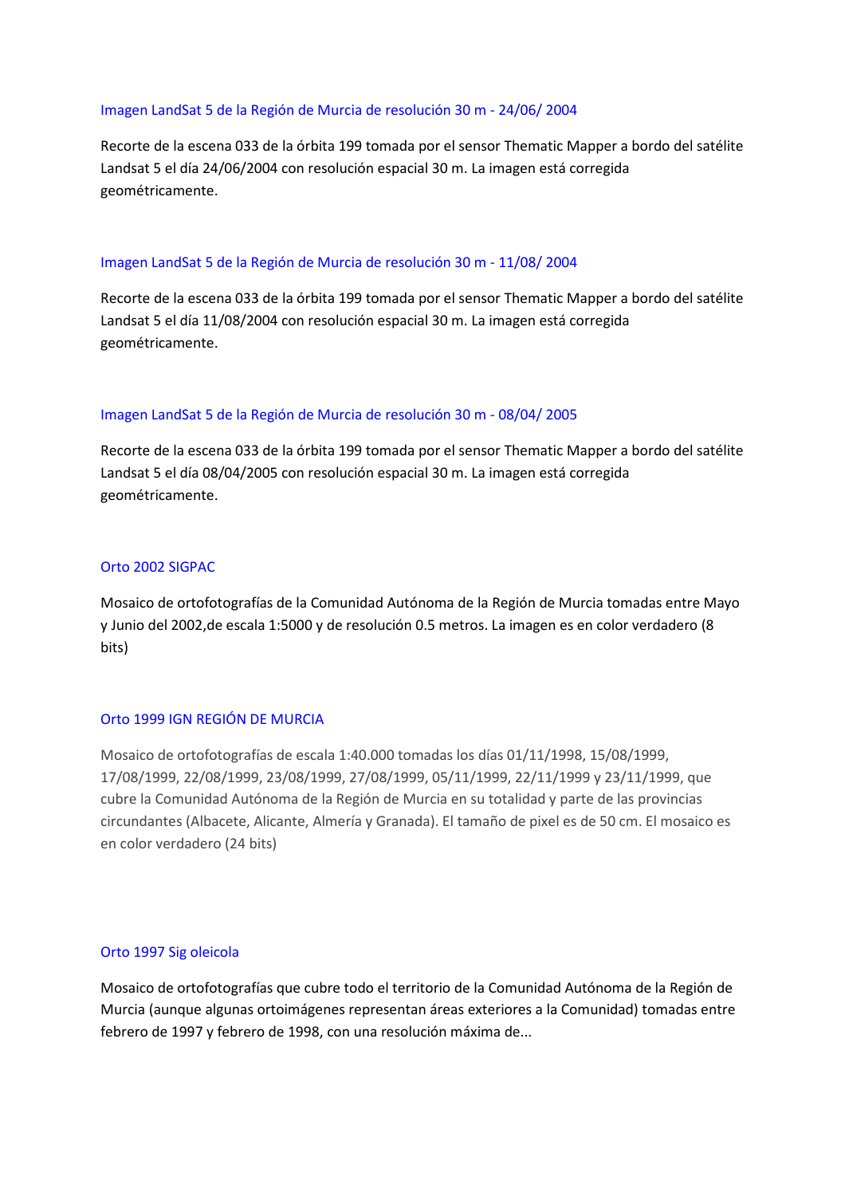### Imagen LandSat 5 de la Región de Murcia de resolución 30 m - 24/06/ 2004

Recorte de la escena 033 de la órbita 199 tomada por el sensor Thematic Mapper a bordo del satélite Landsat 5 el día 24/06/2004 con resolución espacial 30 m. La imagen está corregida geométricamente.

### Imagen LandSat 5 de la Región de Murcia de resolución 30 m - 11/08/ 2004

Recorte de la escena 033 de la órbita 199 tomada por el sensor Thematic Mapper a bordo del satélite Landsat 5 el día 11/08/2004 con resolución espacial 30 m. La imagen está corregida geométricamente.

### Imagen LandSat 5 de la Región de Murcia de resolución 30 m - 08/04/ 2005

Recorte de la escena 033 de la órbita 199 tomada por el sensor Thematic Mapper a bordo del satélite Landsat 5 el día 08/04/2005 con resolución espacial 30 m. La imagen está corregida geométricamente.

### Orto 2002 SIGPAC

Mosaico de ortofotografías de la Comunidad Autónoma de la Región de Murcia tomadas entre Mayo y Junio del 2002,de escala 1:5000 y de resolución 0.5 metros. La imagen es en color verdadero (8 bits)

### Orto 1999 IGN REGIÓN DE MURCIA

Mosaico de ortofotografías de escala 1:40.000 tomadas los días 01/11/1998, 15/08/1999, 17/08/1999, 22/08/1999, 23/08/1999, 27/08/1999, 05/11/1999, 22/11/1999 y 23/11/1999, que cubre la Comunidad Autónoma de la Región de Murcia en su totalidad y parte de las provincias circundantes (Albacete, Alicante, Almería y Granada). El tamaño de pixel es de 50 cm. El mosaico es en color verdadero (24 bits)

### Orto 1997 Sig oleicola

Mosaico de ortofotografías que cubre todo el territorio de la Comunidad Autónoma de la Región de Murcia (aunque algunas ortoimágenes representan áreas exteriores a la Comunidad) tomadas entre febrero de 1997 y febrero de 1998, con una resolución máxima de...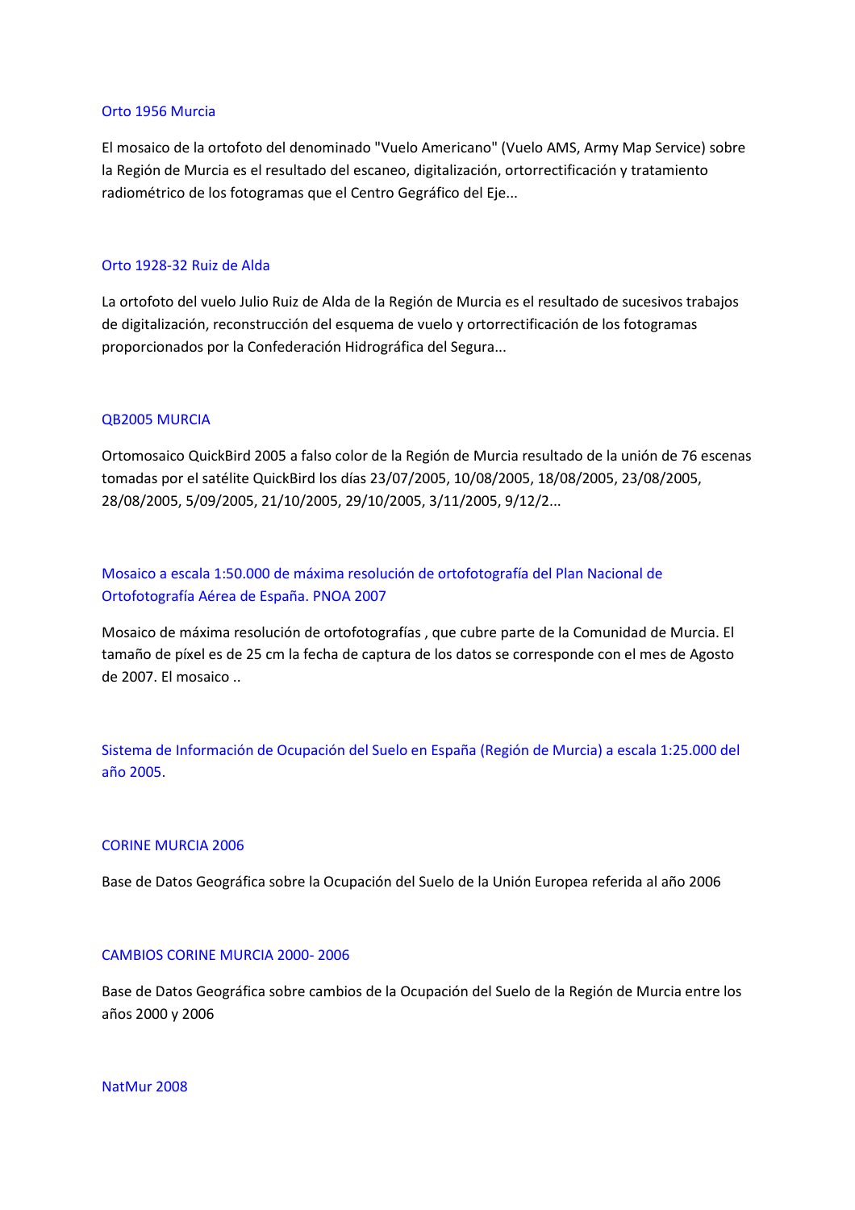Orto 1956 Murcia

El mosaico de la ortofoto del denominado "Vuelo Americano" (Vuelo AMS, Army Map Service) sobre la Región de Murcia es el resultado del escaneo, digitalización, ortorrectificación y tratamiento radiométrico de los fotogramas que el Centro Gegráfico del Eje...

Orto 1928-32 Ruiz de Alda

La ortofoto del vuelo Julio Ruiz de Alda de la Región de Murcia es el resultado de sucesivos trabajos de digitalización, reconstrucción del esquema de vuelo y ortorrectificación de los fotogramas proporcionados por la Confederación Hidrográfica del Segura...

QB2005 MURCIA

Ortomosaico QuickBird 2005 a falso color de la Región de Murcia resultado de la unión de 76 escenas tomadas por el satélite QuickBird los días 23/07/2005, 10/08/2005, 18/08/2005, 23/08/2005, 28/08/2005, 5/09/2005, 21/10/2005, 29/10/2005, 3/11/2005, 9/12/2...

Mosaico a escala 1:50.000 de máxima resolución de ortofotografía del Plan Nacional de Ortofotografía Aérea de España. PNOA 2007

Mosaico de máxima resolución de ortofotografías , que cubre parte de la Comunidad de Murcia. El tamaño de píxel es de 25 cm la fecha de captura de los datos se corresponde con el mes de Agosto de 2007. El mosaico ..

Sistema de Información de Ocupación del Suelo en España (Región de Murcia) a escala 1:25.000 del año 2005.

CORINE MURCIA 2006

Base de Datos Geográfica sobre la Ocupación del Suelo de la Unión Europea referida al año 2006

CAMBIOS CORINE MURCIA 2000- 2006

Base de Datos Geográfica sobre cambios de la Ocupación del Suelo de la Región de Murcia entre los años 2000 y 2006

NatMur 2008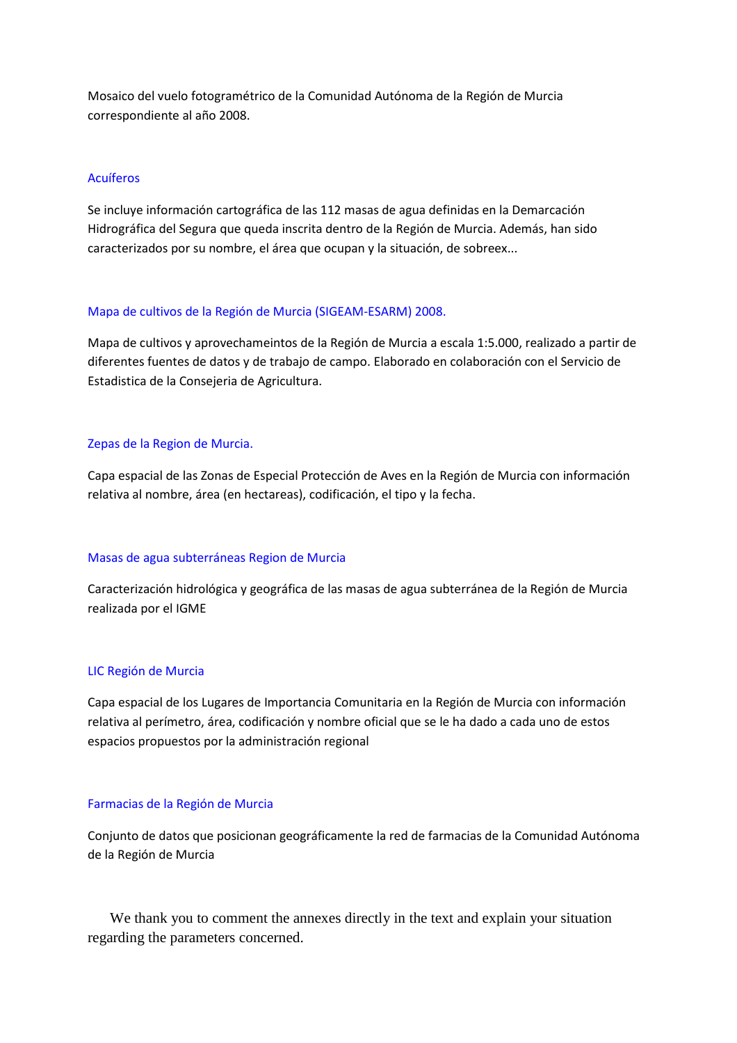Mosaico del vuelo fotogramétrico de la Comunidad Autónoma de la Región de Murcia correspondiente al año 2008.

Acuíferos

Se incluye información cartográfica de las 112 masas de agua definidas en la Demarcación Hidrográfica del Segura que queda inscrita dentro de la Región de Murcia. Además, han sido caracterizados por su nombre, el área que ocupan y la situación, de sobreex...

Mapa de cultivos de la Región de Murcia (SIGEAM-ESARM) 2008.

Mapa de cultivos y aprovechameintos de la Región de Murcia a escala 1:5.000, realizado a partir de diferentes fuentes de datos y de trabajo de campo. Elaborado en colaboración con el Servicio de Estadistica de la Consejeria de Agricultura.

Zepas de la Region de Murcia.

Capa espacial de las Zonas de Especial Protección de Aves en la Región de Murcia con información relativa al nombre, área (en hectareas), codificación, el tipo y la fecha.

Masas de agua subterráneas Region de Murcia

Caracterización hidrológica y geográfica de las masas de agua subterránea de la Región de Murcia realizada por el IGME

LIC Región de Murcia

Capa espacial de los Lugares de Importancia Comunitaria en la Región de Murcia con información relativa al perímetro, área, codificación y nombre oficial que se le ha dado a cada uno de estos espacios propuestos por la administración regional

Farmacias de la Región de Murcia

Conjunto de datos que posicionan geográficamente la red de farmacias de la Comunidad Autónoma de la Región de Murcia

We thank you to comment the annexes directly in the text and explain your situation regarding the parameters concerned.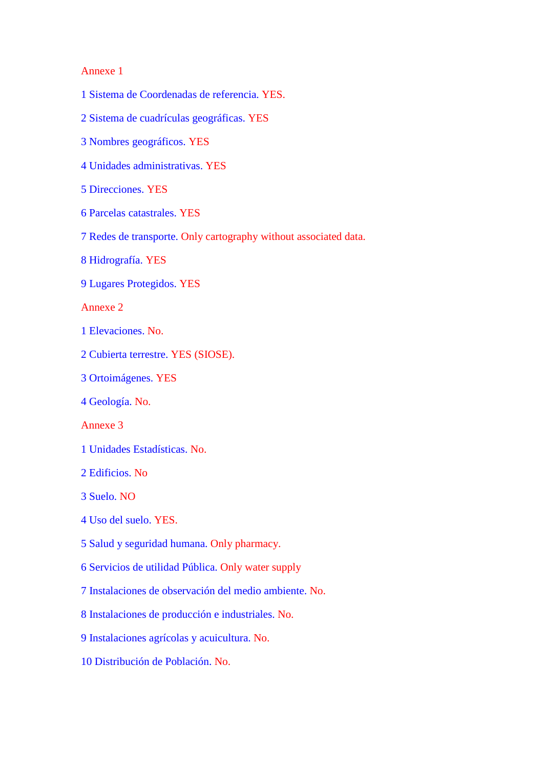Annexe 1

1 Sistema de Coordenadas de referencia. YES.

2 Sistema de cuadrículas geográficas. YES

3 Nombres geográficos. YES

4 Unidades administrativas. YES

5 Direcciones. YES

6 Parcelas catastrales. YES

7 Redes de transporte. Only cartography without associated data.

8 Hidrografía. YES

9 Lugares Protegidos. YES

Annexe 2

1 Elevaciones. No.

2 Cubierta terrestre. YES (SIOSE).

3 Ortoimágenes. YES

4 Geología. No.

Annexe 3

1 Unidades Estadísticas. No.

2 Edificios. No

3 Suelo. NO

4 Uso del suelo. YES.

5 Salud y seguridad humana. Only pharmacy.

6 Servicios de utilidad Pública. Only water supply

7 Instalaciones de observación del medio ambiente. No.

8 Instalaciones de producción e industriales. No.

9 Instalaciones agrícolas y acuicultura. No.

10 Distribución de Población. No.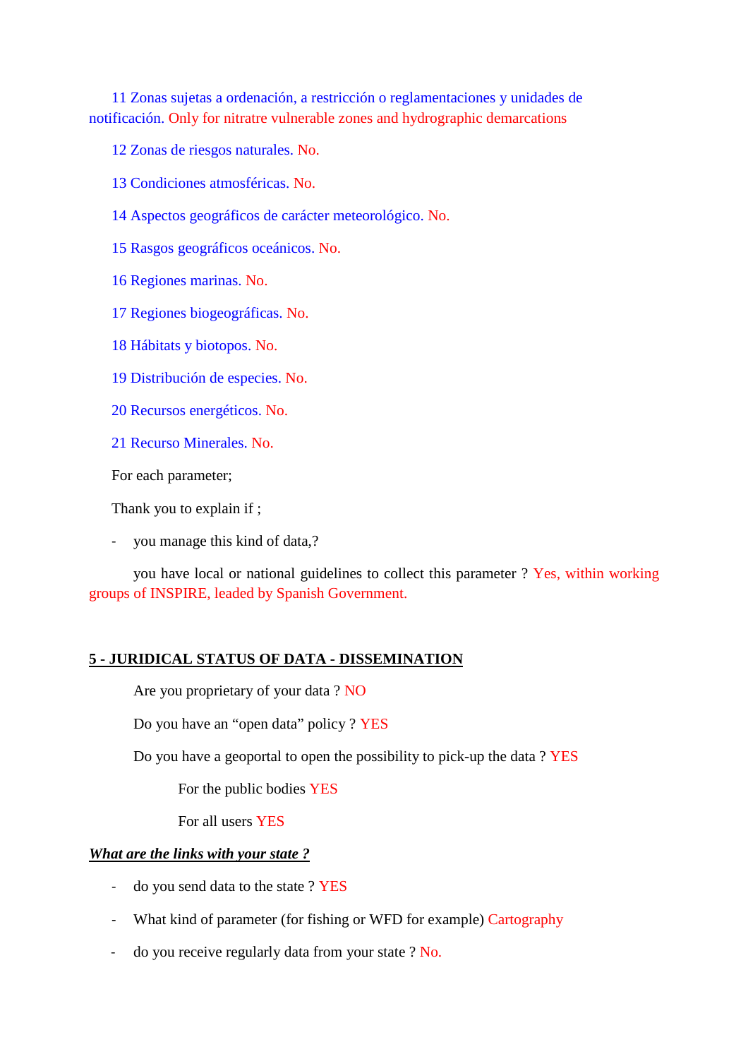11 Zonas sujetas a ordenación, a restricción o reglamentaciones y unidades de notificación. Only for nitratre vulnerable zones and hydrographic demarcations

12 Zonas de riesgos naturales. No.

13 Condiciones atmosféricas. No.

14 Aspectos geográficos de carácter meteorológico. No.

15 Rasgos geográficos oceánicos. No.

16 Regiones marinas. No.

17 Regiones biogeográficas. No.

18 Hábitats y biotopos. No.

19 Distribución de especies. No.

20 Recursos energéticos. No.

21 Recurso Minerales. No.

For each parameter;

Thank you to explain if ;

- you manage this kind of data,?

you have local or national guidelines to collect this parameter ? Yes, within working groups of INSPIRE, leaded by Spanish Government.

## 5 - JURIDICAL STATUS OF DATA - DISSEMINATION

Are you proprietary of your data ? NO

Do you have an "open data" policy ? YES

Do you have a geoportal to open the possibility to pick-up the data ? YES

For the public bodies YES

For all users YES

***What are the links with your state ?***

- do you send data to the state ? YES
- What kind of parameter (for fishing or WFD for example) Cartography
- do you receive regularly data from your state ? No.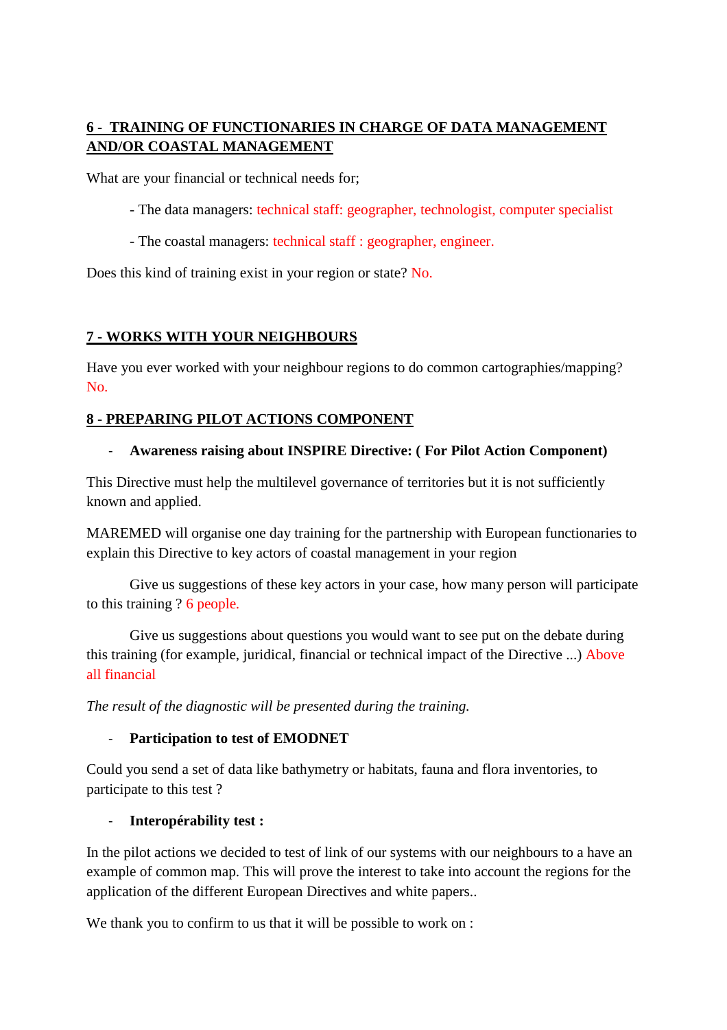## 6 - TRAINING OF FUNCTIONARIES IN CHARGE OF DATA MANAGEMENT AND/OR COASTAL MANAGEMENT

What are your financial or technical needs for;

- The data managers: technical staff: geographer, technologist, computer specialist
- The coastal managers: technical staff : geographer, engineer.

Does this kind of training exist in your region or state? No.

## 7 - WORKS WITH YOUR NEIGHBOURS

Have you ever worked with your neighbour regions to do common cartographies/mapping? No.

## 8 - PREPARING PILOT ACTIONS COMPONENT

- **Awareness raising about INSPIRE Directive: ( For Pilot Action Component)**

This Directive must help the multilevel governance of territories but it is not sufficiently known and applied.

MAREMED will organise one day training for the partnership with European functionaries to explain this Directive to key actors of coastal management in your region

Give us suggestions of these key actors in your case, how many person will participate to this training ? 6 people.

Give us suggestions about questions you would want to see put on the debate during this training (for example, juridical, financial or technical impact of the Directive ...) Above all financial

*The result of the diagnostic will be presented during the training.*

- **Participation to test of EMODNET**

Could you send a set of data like bathymetry or habitats, fauna and flora inventories, to participate to this test ?

- **Interopérability test :**

In the pilot actions we decided to test of link of our systems with our neighbours to a have an example of common map. This will prove the interest to take into account the regions for the application of the different European Directives and white papers..

We thank you to confirm to us that it will be possible to work on :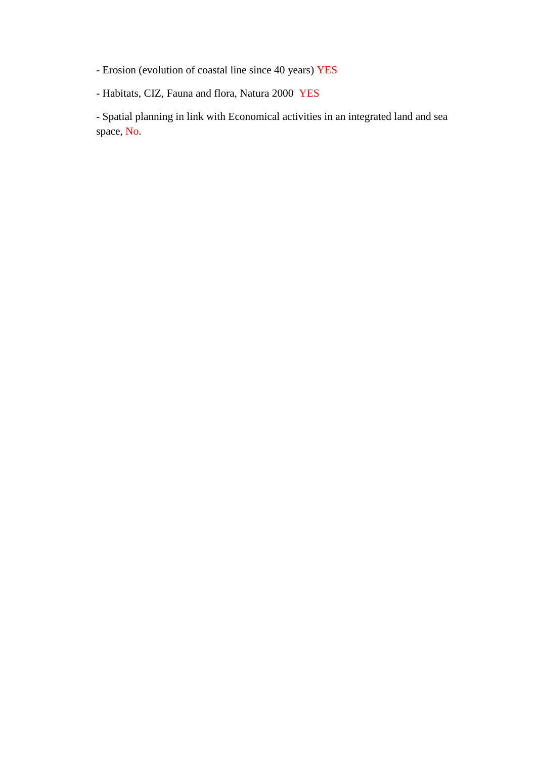- Erosion (evolution of coastal line since 40 years) YES

- Habitats, CIZ, Fauna and flora, Natura 2000 YES

- Spatial planning in link with Economical activities in an integrated land and sea space, No.